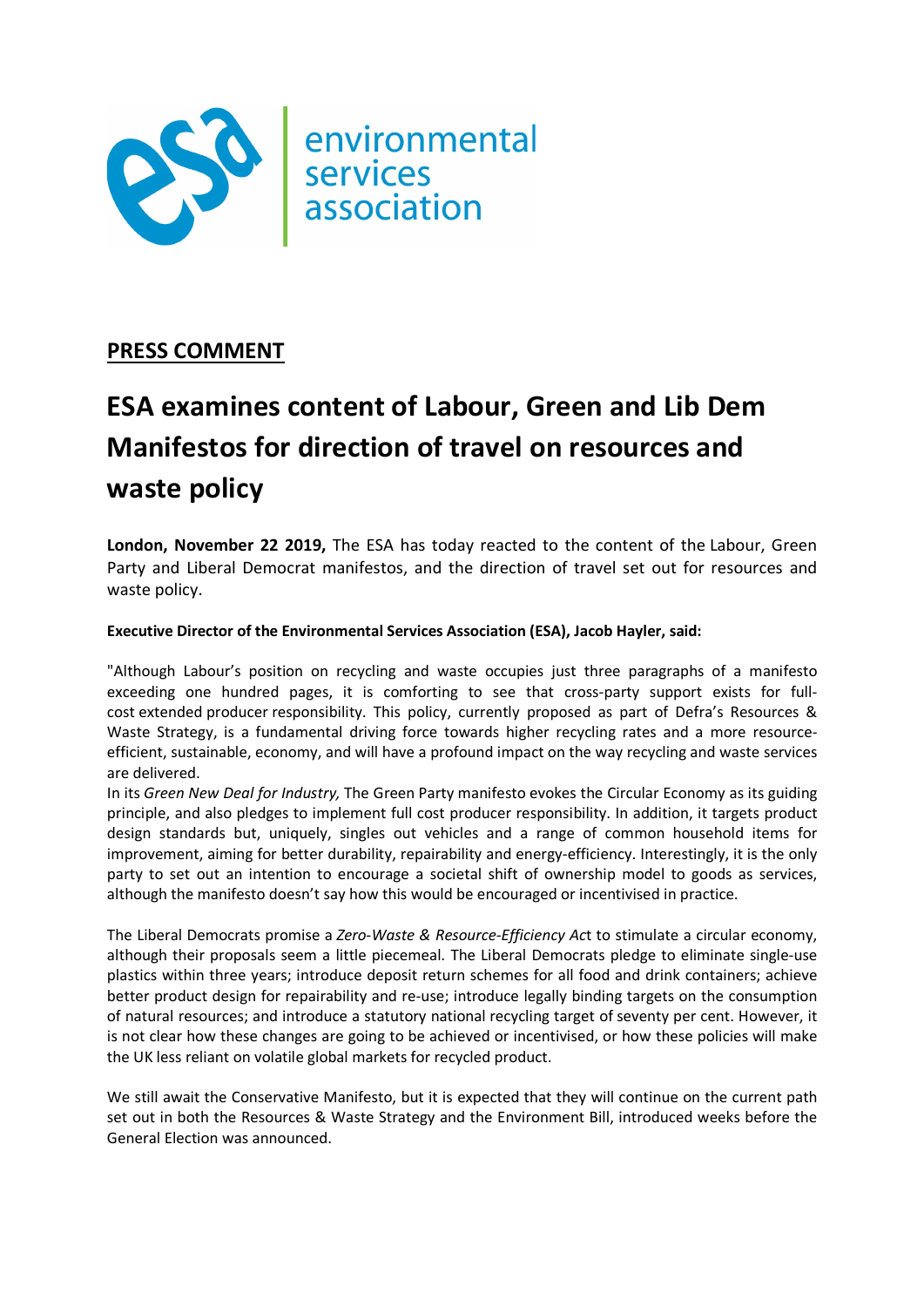environmental services association

**PRESS COMMENT**

# ESA examines content of Labour, Green and Lib Dem Manifestos for direction of travel on resources and waste policy

**London, November 22 2019,** The ESA has today reacted to the content of the Labour, Green Party and Liberal Democrat manifestos, and the direction of travel set out for resources and waste policy.

**Executive Director of the Environmental Services Association (ESA), Jacob Hayler, said:**

"Although Labour's position on recycling and waste occupies just three paragraphs of a manifesto exceeding one hundred pages, it is comforting to see that cross-party support exists for full-cost extended producer responsibility. This policy, currently proposed as part of Defra's Resources & Waste Strategy, is a fundamental driving force towards higher recycling rates and a more resource-efficient, sustainable, economy, and will have a profound impact on the way recycling and waste services are delivered.

In its *Green New Deal for Industry,* The Green Party manifesto evokes the Circular Economy as its guiding principle, and also pledges to implement full cost producer responsibility. In addition, it targets product design standards but, uniquely, singles out vehicles and a range of common household items for improvement, aiming for better durability, repairability and energy-efficiency. Interestingly, it is the only party to set out an intention to encourage a societal shift of ownership model to goods as services, although the manifesto doesn't say how this would be encouraged or incentivised in practice.

The Liberal Democrats promise a *Zero-Waste & Resource-Efficiency Ac*t to stimulate a circular economy, although their proposals seem a little piecemeal. The Liberal Democrats pledge to eliminate single-use plastics within three years; introduce deposit return schemes for all food and drink containers; achieve better product design for repairability and re-use; introduce legally binding targets on the consumption of natural resources; and introduce a statutory national recycling target of seventy per cent. However, it is not clear how these changes are going to be achieved or incentivised, or how these policies will make the UK less reliant on volatile global markets for recycled product.

We still await the Conservative Manifesto, but it is expected that they will continue on the current path set out in both the Resources & Waste Strategy and the Environment Bill, introduced weeks before the General Election was announced.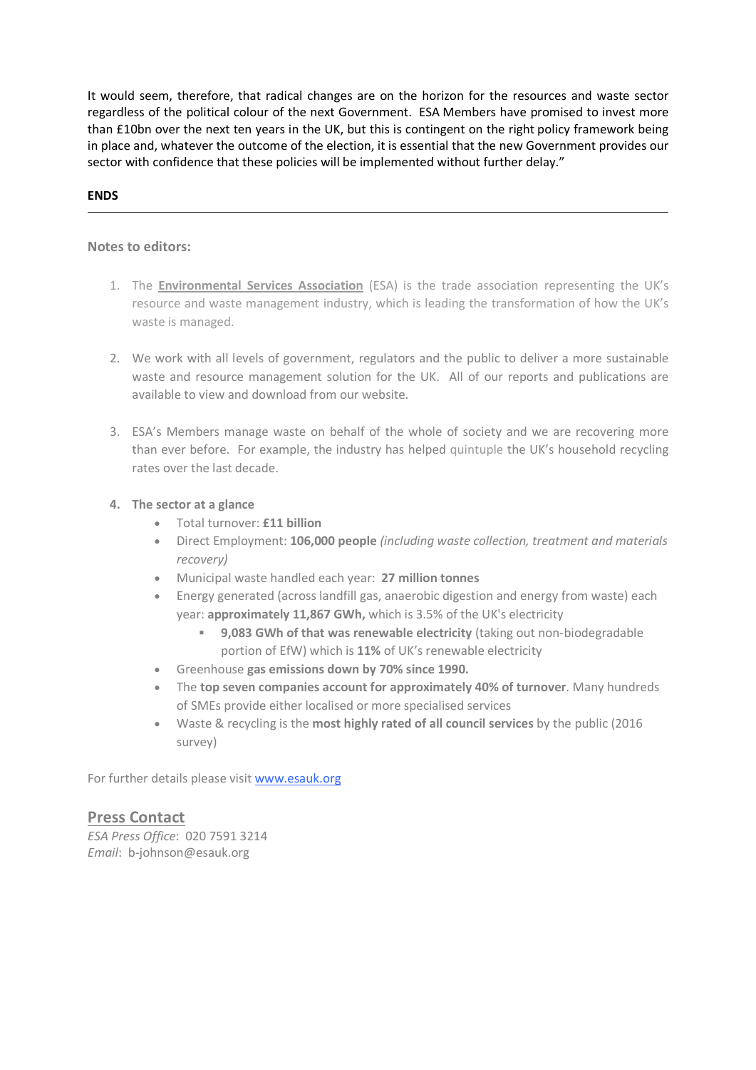It would seem, therefore, that radical changes are on the horizon for the resources and waste sector regardless of the political colour of the next Government. ESA Members have promised to invest more than £10bn over the next ten years in the UK, but this is contingent on the right policy framework being in place and, whatever the outcome of the election, it is essential that the new Government provides our sector with confidence that these policies will be implemented without further delay."

**ENDS**

---

**Notes to editors:**

1. The **Environmental Services Association** (ESA) is the trade association representing the UK's resource and waste management industry, which is leading the transformation of how the UK's waste is managed.

2. We work with all levels of government, regulators and the public to deliver a more sustainable waste and resource management solution for the UK. All of our reports and publications are available to view and download from our website.

3. ESA's Members manage waste on behalf of the whole of society and we are recovering more than ever before. For example, the industry has helped quintuple the UK's household recycling rates over the last decade.

4. **The sector at a glance**
   - Total turnover: **£11 billion**
   - Direct Employment: **106,000 people** *(including waste collection, treatment and materials recovery)*
   - Municipal waste handled each year: **27 million tonnes**
   - Energy generated (across landfill gas, anaerobic digestion and energy from waste) each year: **approximately 11,867 GWh,** which is 3.5% of the UK's electricity
     - **9,083 GWh of that was renewable electricity** (taking out non-biodegradable portion of EfW) which is **11%** of UK's renewable electricity
   - Greenhouse **gas emissions down by 70% since 1990.**
   - The **top seven companies account for approximately 40% of turnover**. Many hundreds of SMEs provide either localised or more specialised services
   - Waste & recycling is the **most highly rated of all council services** by the public (2016 survey)

For further details please visit www.esauk.org

## Press Contact

*ESA Press Office*: 020 7591 3214
*Email*: b-johnson@esauk.org